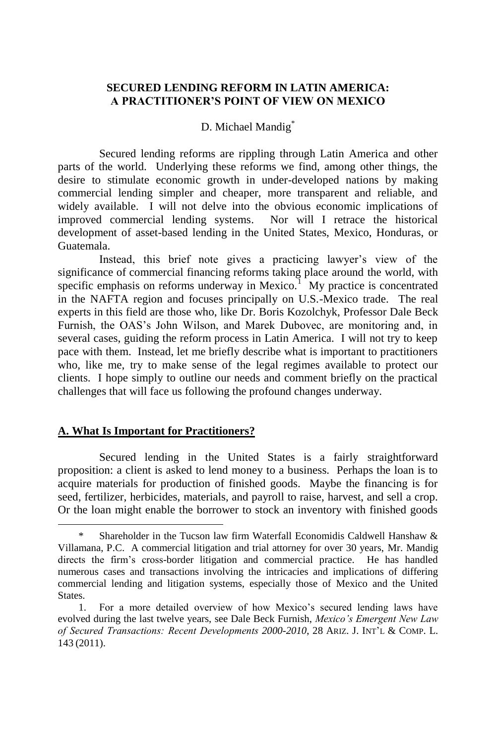# SECURED LENDING REFORM IN LATIN AMERICA: A PRACTITIONER'S POINT OF VIEW ON MEXICO

D. Michael Mandig[*]

Secured lending reforms are rippling through Latin America and other parts of the world. Underlying these reforms we find, among other things, the desire to stimulate economic growth in under-developed nations by making commercial lending simpler and cheaper, more transparent and reliable, and widely available. I will not delve into the obvious economic implications of improved commercial lending systems. Nor will I retrace the historical development of asset-based lending in the United States, Mexico, Honduras, or Guatemala.

Instead, this brief note gives a practicing lawyer's view of the significance of commercial financing reforms taking place around the world, with specific emphasis on reforms underway in Mexico.[1] My practice is concentrated in the NAFTA region and focuses principally on U.S.-Mexico trade. The real experts in this field are those who, like Dr. Boris Kozolchyk, Professor Dale Beck Furnish, the OAS's John Wilson, and Marek Dubovec, are monitoring and, in several cases, guiding the reform process in Latin America. I will not try to keep pace with them. Instead, let me briefly describe what is important to practitioners who, like me, try to make sense of the legal regimes available to protect our clients. I hope simply to outline our needs and comment briefly on the practical challenges that will face us following the profound changes underway.

## A. What Is Important for Practitioners?

Secured lending in the United States is a fairly straightforward proposition: a client is asked to lend money to a business. Perhaps the loan is to acquire materials for production of finished goods. Maybe the financing is for seed, fertilizer, herbicides, materials, and payroll to raise, harvest, and sell a crop. Or the loan might enable the borrower to stock an inventory with finished goods

---

[*] Shareholder in the Tucson law firm Waterfall Economidis Caldwell Hanshaw & Villamana, P.C. A commercial litigation and trial attorney for over 30 years, Mr. Mandig directs the firm's cross-border litigation and commercial practice. He has handled numerous cases and transactions involving the intricacies and implications of differing commercial lending and litigation systems, especially those of Mexico and the United States.

1. For a more detailed overview of how Mexico's secured lending laws have evolved during the last twelve years, see Dale Beck Furnish, *Mexico's Emergent New Law of Secured Transactions: Recent Developments 2000-2010*, 28 ARIZ. J. INT'L & COMP. L. 143 (2011).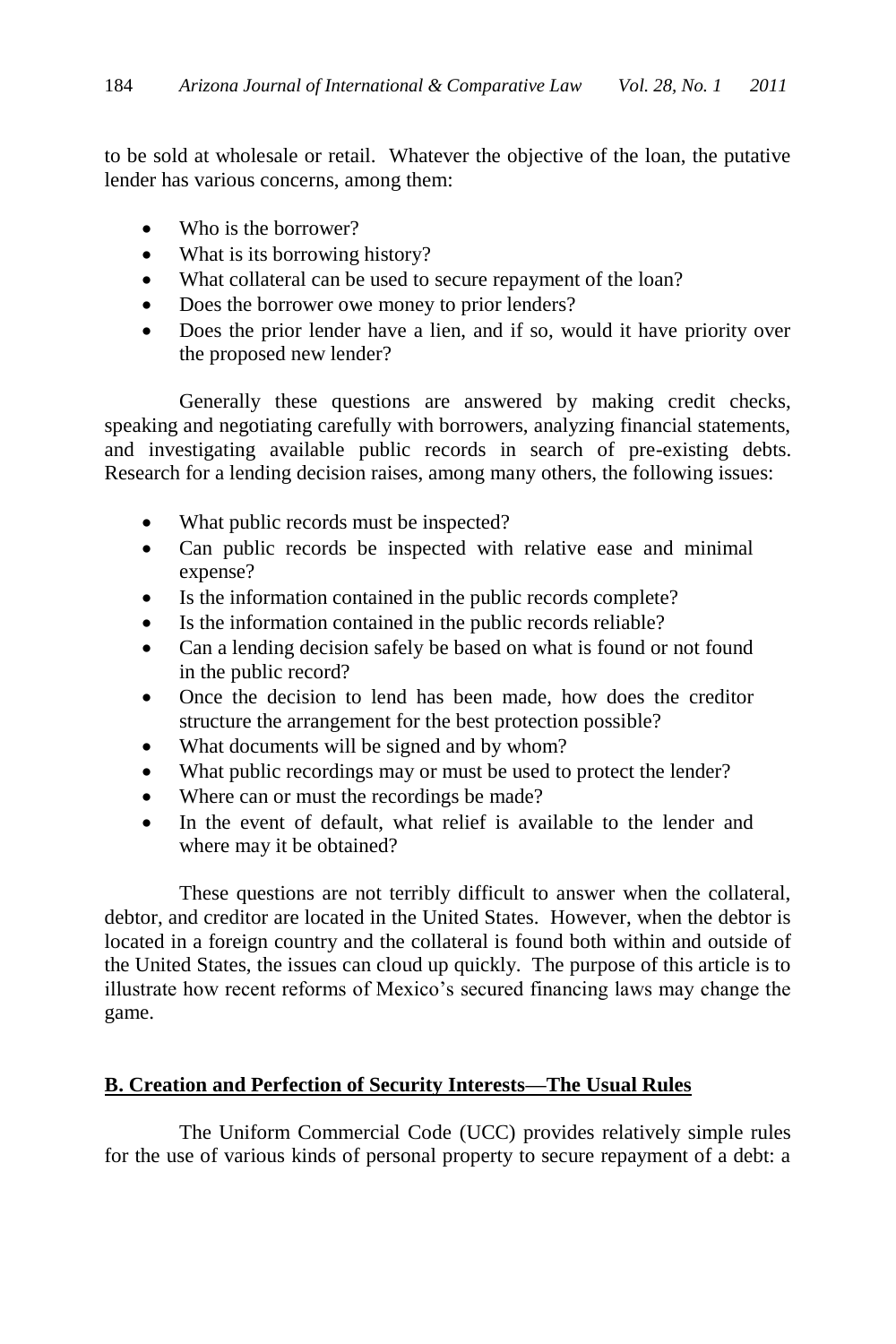to be sold at wholesale or retail. Whatever the objective of the loan, the putative lender has various concerns, among them:

- Who is the borrower?
- What is its borrowing history?
- What collateral can be used to secure repayment of the loan?
- Does the borrower owe money to prior lenders?
- Does the prior lender have a lien, and if so, would it have priority over the proposed new lender?

Generally these questions are answered by making credit checks, speaking and negotiating carefully with borrowers, analyzing financial statements, and investigating available public records in search of pre-existing debts. Research for a lending decision raises, among many others, the following issues:

- What public records must be inspected?
- Can public records be inspected with relative ease and minimal expense?
- Is the information contained in the public records complete?
- Is the information contained in the public records reliable?
- Can a lending decision safely be based on what is found or not found in the public record?
- Once the decision to lend has been made, how does the creditor structure the arrangement for the best protection possible?
- What documents will be signed and by whom?
- What public recordings may or must be used to protect the lender?
- Where can or must the recordings be made?
- In the event of default, what relief is available to the lender and where may it be obtained?

These questions are not terribly difficult to answer when the collateral, debtor, and creditor are located in the United States. However, when the debtor is located in a foreign country and the collateral is found both within and outside of the United States, the issues can cloud up quickly. The purpose of this article is to illustrate how recent reforms of Mexico's secured financing laws may change the game.

## B. Creation and Perfection of Security Interests—The Usual Rules

The Uniform Commercial Code (UCC) provides relatively simple rules for the use of various kinds of personal property to secure repayment of a debt: a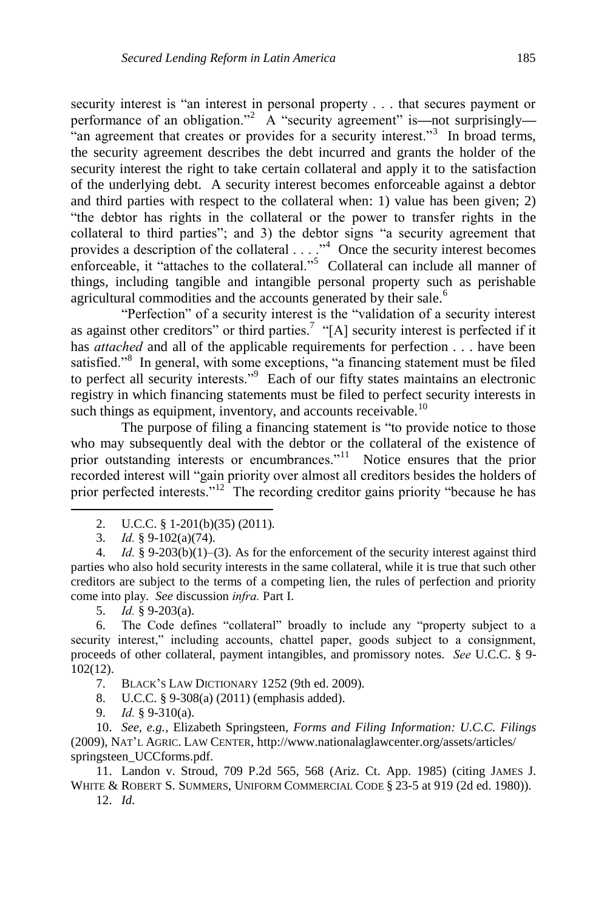security interest is "an interest in personal property . . . that secures payment or performance of an obligation."[2] A "security agreement" is—not surprisingly—"an agreement that creates or provides for a security interest."[3] In broad terms, the security agreement describes the debt incurred and grants the holder of the security interest the right to take certain collateral and apply it to the satisfaction of the underlying debt. A security interest becomes enforceable against a debtor and third parties with respect to the collateral when: 1) value has been given; 2) "the debtor has rights in the collateral or the power to transfer rights in the collateral to third parties"; and 3) the debtor signs "a security agreement that provides a description of the collateral . . . ."[4] Once the security interest becomes enforceable, it "attaches to the collateral."[5] Collateral can include all manner of things, including tangible and intangible personal property such as perishable agricultural commodities and the accounts generated by their sale.[6]

"Perfection" of a security interest is the "validation of a security interest as against other creditors" or third parties.[7] "[A] security interest is perfected if it has *attached* and all of the applicable requirements for perfection . . . have been satisfied."[8] In general, with some exceptions, "a financing statement must be filed to perfect all security interests."[9] Each of our fifty states maintains an electronic registry in which financing statements must be filed to perfect security interests in such things as equipment, inventory, and accounts receivable.[10]

The purpose of filing a financing statement is "to provide notice to those who may subsequently deal with the debtor or the collateral of the existence of prior outstanding interests or encumbrances."[11] Notice ensures that the prior recorded interest will "gain priority over almost all creditors besides the holders of prior perfected interests."[12] The recording creditor gains priority "because he has

---

2. U.C.C. § 1-201(b)(35) (2011).

3. *Id.* § 9-102(a)(74).

4. *Id.* § 9-203(b)(1)–(3). As for the enforcement of the security interest against third parties who also hold security interests in the same collateral, while it is true that such other creditors are subject to the terms of a competing lien, the rules of perfection and priority come into play. *See* discussion *infra.* Part I.

5. *Id.* § 9-203(a).

6. The Code defines "collateral" broadly to include any "property subject to a security interest," including accounts, chattel paper, goods subject to a consignment, proceeds of other collateral, payment intangibles, and promissory notes. *See* U.C.C. § 9-102(12).

7. BLACK'S LAW DICTIONARY 1252 (9th ed. 2009).

8. U.C.C. § 9-308(a) (2011) (emphasis added).

9. *Id.* § 9-310(a).

10. *See, e.g.*, Elizabeth Springsteen, *Forms and Filing Information: U.C.C. Filings* (2009), NAT'L AGRIC. LAW CENTER, http://www.nationalaglawcenter.org/assets/articles/springsteen_UCCforms.pdf.

11. Landon v. Stroud, 709 P.2d 565, 568 (Ariz. Ct. App. 1985) (citing JAMES J. WHITE & ROBERT S. SUMMERS, UNIFORM COMMERCIAL CODE § 23-5 at 919 (2d ed. 1980)).

12. *Id.*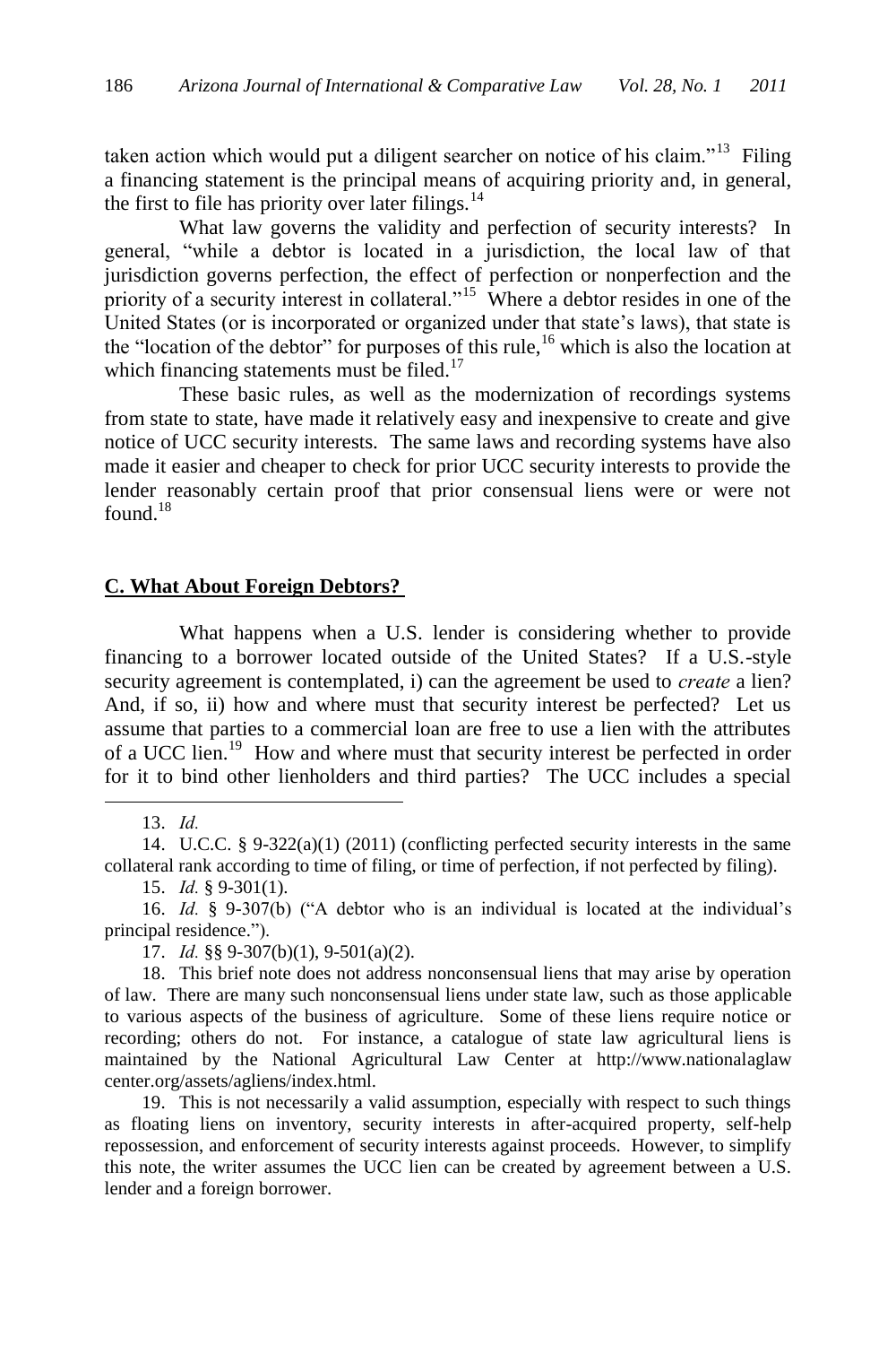taken action which would put a diligent searcher on notice of his claim."[13] Filing a financing statement is the principal means of acquiring priority and, in general, the first to file has priority over later filings.[14]

What law governs the validity and perfection of security interests? In general, "while a debtor is located in a jurisdiction, the local law of that jurisdiction governs perfection, the effect of perfection or nonperfection and the priority of a security interest in collateral."[15] Where a debtor resides in one of the United States (or is incorporated or organized under that state's laws), that state is the "location of the debtor" for purposes of this rule,[16] which is also the location at which financing statements must be filed.[17]

These basic rules, as well as the modernization of recordings systems from state to state, have made it relatively easy and inexpensive to create and give notice of UCC security interests. The same laws and recording systems have also made it easier and cheaper to check for prior UCC security interests to provide the lender reasonably certain proof that prior consensual liens were or were not found.[18]

## C. What About Foreign Debtors?

What happens when a U.S. lender is considering whether to provide financing to a borrower located outside of the United States? If a U.S.-style security agreement is contemplated, i) can the agreement be used to *create* a lien? And, if so, ii) how and where must that security interest be perfected? Let us assume that parties to a commercial loan are free to use a lien with the attributes of a UCC lien.[19] How and where must that security interest be perfected in order for it to bind other lienholders and third parties? The UCC includes a special

---

13. *Id.*

14. U.C.C. § 9-322(a)(1) (2011) (conflicting perfected security interests in the same collateral rank according to time of filing, or time of perfection, if not perfected by filing).

15. *Id.* § 9-301(1).

16. *Id.* § 9-307(b) ("A debtor who is an individual is located at the individual's principal residence.").

17. *Id.* §§ 9-307(b)(1), 9-501(a)(2).

18. This brief note does not address nonconsensual liens that may arise by operation of law. There are many such nonconsensual liens under state law, such as those applicable to various aspects of the business of agriculture. Some of these liens require notice or recording; others do not. For instance, a catalogue of state law agricultural liens is maintained by the National Agricultural Law Center at http://www.nationalaglawcenter.org/assets/agliens/index.html.

19. This is not necessarily a valid assumption, especially with respect to such things as floating liens on inventory, security interests in after-acquired property, self-help repossession, and enforcement of security interests against proceeds. However, to simplify this note, the writer assumes the UCC lien can be created by agreement between a U.S. lender and a foreign borrower.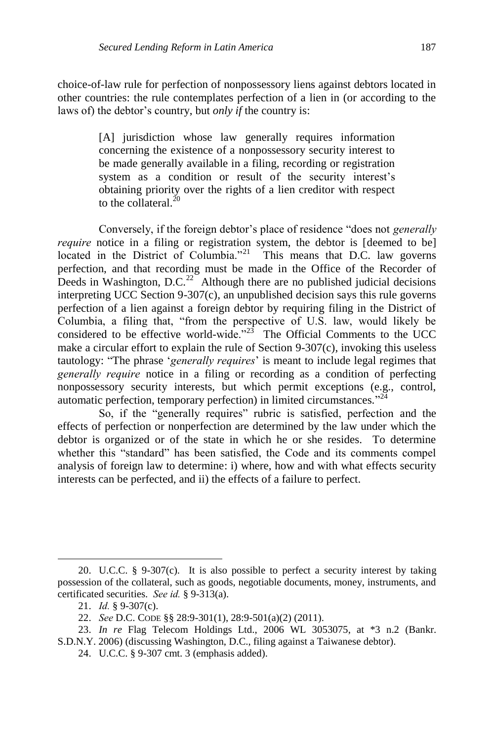choice-of-law rule for perfection of nonpossessory liens against debtors located in other countries: the rule contemplates perfection of a lien in (or according to the laws of) the debtor's country, but *only if* the country is:

> [A] jurisdiction whose law generally requires information concerning the existence of a nonpossessory security interest to be made generally available in a filing, recording or registration system as a condition or result of the security interest's obtaining priority over the rights of a lien creditor with respect to the collateral.[20]

Conversely, if the foreign debtor's place of residence "does not *generally require* notice in a filing or registration system, the debtor is [deemed to be] located in the District of Columbia."[21] This means that D.C. law governs perfection, and that recording must be made in the Office of the Recorder of Deeds in Washington, D.C.[22] Although there are no published judicial decisions interpreting UCC Section 9-307(c), an unpublished decision says this rule governs perfection of a lien against a foreign debtor by requiring filing in the District of Columbia, a filing that, "from the perspective of U.S. law, would likely be considered to be effective world-wide."[23] The Official Comments to the UCC make a circular effort to explain the rule of Section 9-307(c), invoking this useless tautology: "The phrase '*generally requires*' is meant to include legal regimes that *generally require* notice in a filing or recording as a condition of perfecting nonpossessory security interests, but which permit exceptions (e.g., control, automatic perfection, temporary perfection) in limited circumstances."[24]

So, if the "generally requires" rubric is satisfied, perfection and the effects of perfection or nonperfection are determined by the law under which the debtor is organized or of the state in which he or she resides. To determine whether this "standard" has been satisfied, the Code and its comments compel analysis of foreign law to determine: i) where, how and with what effects security interests can be perfected, and ii) the effects of a failure to perfect.

---

20. U.C.C. § 9-307(c). It is also possible to perfect a security interest by taking possession of the collateral, such as goods, negotiable documents, money, instruments, and certificated securities. *See id.* § 9-313(a).

21. *Id.* § 9-307(c).

22. *See* D.C. CODE §§ 28:9-301(1), 28:9-501(a)(2) (2011).

23. *In re* Flag Telecom Holdings Ltd., 2006 WL 3053075, at *3 n.2 (Bankr. S.D.N.Y. 2006) (discussing Washington, D.C., filing against a Taiwanese debtor).

24. U.C.C. § 9-307 cmt. 3 (emphasis added).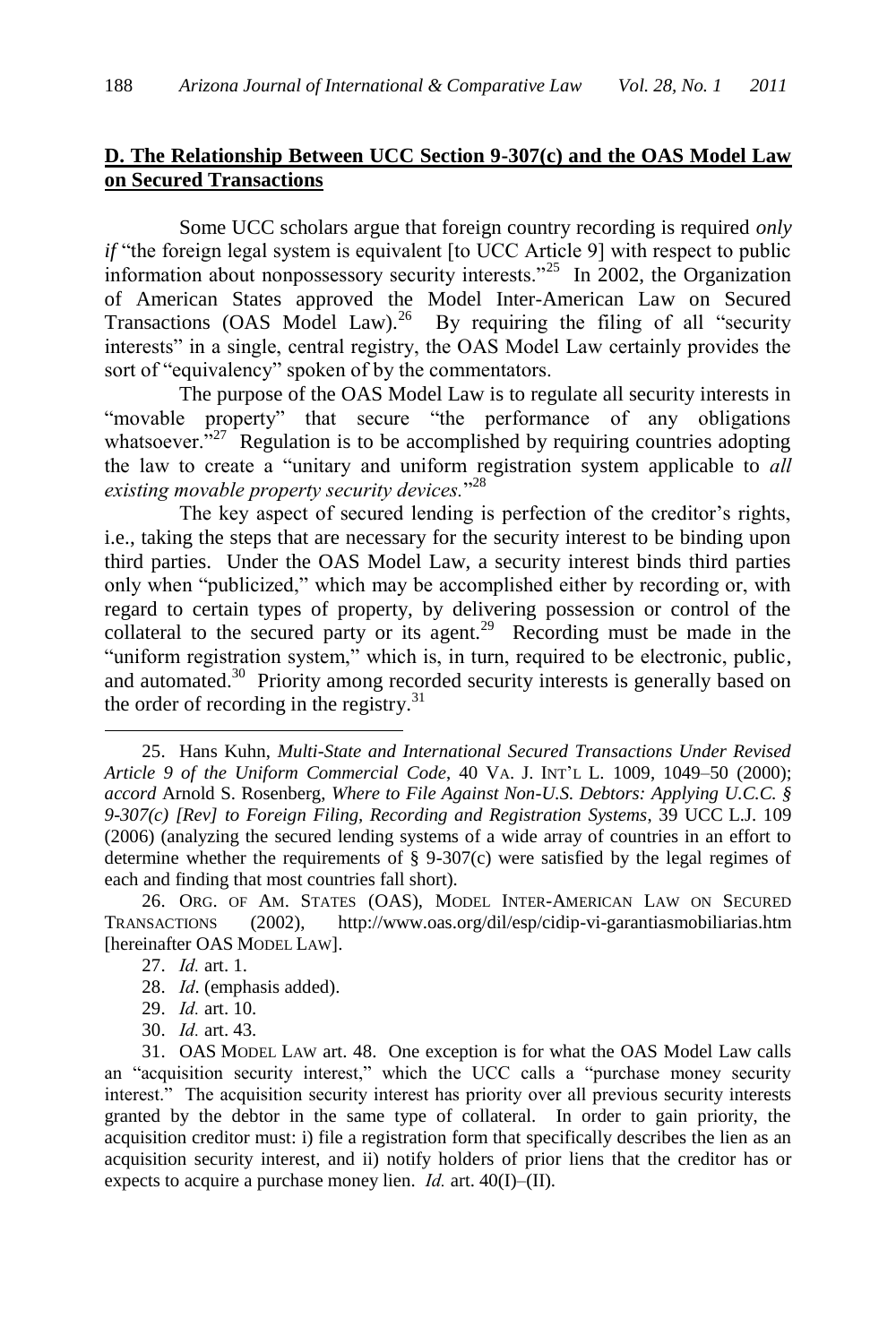## **D. The Relationship Between UCC Section 9-307(c) and the OAS Model Law on Secured Transactions**

Some UCC scholars argue that foreign country recording is required *only if* "the foreign legal system is equivalent [to UCC Article 9] with respect to public information about nonpossessory security interests."[25] In 2002, the Organization of American States approved the Model Inter-American Law on Secured Transactions (OAS Model Law).[26] By requiring the filing of all "security interests" in a single, central registry, the OAS Model Law certainly provides the sort of "equivalency" spoken of by the commentators.

The purpose of the OAS Model Law is to regulate all security interests in "movable property" that secure "the performance of any obligations whatsoever."[27] Regulation is to be accomplished by requiring countries adopting the law to create a "unitary and uniform registration system applicable to *all existing movable property security devices.*"[28]

The key aspect of secured lending is perfection of the creditor's rights, i.e., taking the steps that are necessary for the security interest to be binding upon third parties. Under the OAS Model Law, a security interest binds third parties only when "publicized," which may be accomplished either by recording or, with regard to certain types of property, by delivering possession or control of the collateral to the secured party or its agent.[29] Recording must be made in the "uniform registration system," which is, in turn, required to be electronic, public, and automated.[30] Priority among recorded security interests is generally based on the order of recording in the registry.[31]

---

25. Hans Kuhn, *Multi-State and International Secured Transactions Under Revised Article 9 of the Uniform Commercial Code*, 40 VA. J. INT'L L. 1009, 1049–50 (2000); *accord* Arnold S. Rosenberg, *Where to File Against Non-U.S. Debtors: Applying U.C.C. § 9-307(c) [Rev] to Foreign Filing, Recording and Registration Systems*, 39 UCC L.J. 109 (2006) (analyzing the secured lending systems of a wide array of countries in an effort to determine whether the requirements of § 9-307(c) were satisfied by the legal regimes of each and finding that most countries fall short).

26. ORG. OF AM. STATES (OAS), MODEL INTER-AMERICAN LAW ON SECURED TRANSACTIONS (2002), http://www.oas.org/dil/esp/cidip-vi-garantiasmobiliarias.htm [hereinafter OAS MODEL LAW].

27. *Id.* art. 1.

28. *Id*. (emphasis added).

29. *Id.* art. 10.

30. *Id.* art. 43.

31. OAS MODEL LAW art. 48. One exception is for what the OAS Model Law calls an "acquisition security interest," which the UCC calls a "purchase money security interest." The acquisition security interest has priority over all previous security interests granted by the debtor in the same type of collateral. In order to gain priority, the acquisition creditor must: i) file a registration form that specifically describes the lien as an acquisition security interest, and ii) notify holders of prior liens that the creditor has or expects to acquire a purchase money lien. *Id.* art. 40(I)–(II).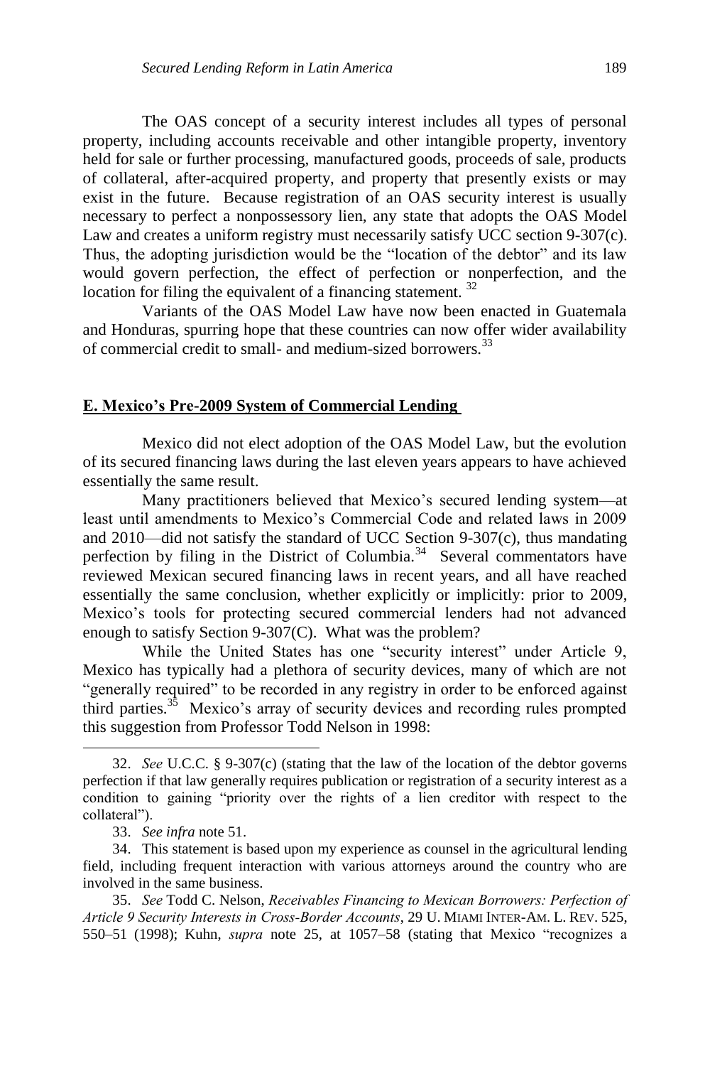The OAS concept of a security interest includes all types of personal property, including accounts receivable and other intangible property, inventory held for sale or further processing, manufactured goods, proceeds of sale, products of collateral, after-acquired property, and property that presently exists or may exist in the future. Because registration of an OAS security interest is usually necessary to perfect a nonpossessory lien, any state that adopts the OAS Model Law and creates a uniform registry must necessarily satisfy UCC section 9-307(c). Thus, the adopting jurisdiction would be the "location of the debtor" and its law would govern perfection, the effect of perfection or nonperfection, and the location for filing the equivalent of a financing statement.[32]

Variants of the OAS Model Law have now been enacted in Guatemala and Honduras, spurring hope that these countries can now offer wider availability of commercial credit to small- and medium-sized borrowers.[33]

## E. Mexico's Pre-2009 System of Commercial Lending

Mexico did not elect adoption of the OAS Model Law, but the evolution of its secured financing laws during the last eleven years appears to have achieved essentially the same result.

Many practitioners believed that Mexico's secured lending system—at least until amendments to Mexico's Commercial Code and related laws in 2009 and 2010—did not satisfy the standard of UCC Section 9-307(c), thus mandating perfection by filing in the District of Columbia.[34] Several commentators have reviewed Mexican secured financing laws in recent years, and all have reached essentially the same conclusion, whether explicitly or implicitly: prior to 2009, Mexico's tools for protecting secured commercial lenders had not advanced enough to satisfy Section 9-307(C). What was the problem?

While the United States has one "security interest" under Article 9, Mexico has typically had a plethora of security devices, many of which are not "generally required" to be recorded in any registry in order to be enforced against third parties.[35] Mexico's array of security devices and recording rules prompted this suggestion from Professor Todd Nelson in 1998:

---

32. *See* U.C.C. § 9-307(c) (stating that the law of the location of the debtor governs perfection if that law generally requires publication or registration of a security interest as a condition to gaining "priority over the rights of a lien creditor with respect to the collateral").

33. *See infra* note 51.

34. This statement is based upon my experience as counsel in the agricultural lending field, including frequent interaction with various attorneys around the country who are involved in the same business.

35. *See* Todd C. Nelson, *Receivables Financing to Mexican Borrowers: Perfection of Article 9 Security Interests in Cross-Border Accounts*, 29 U. MIAMI INTER-AM. L. REV. 525, 550–51 (1998); Kuhn, *supra* note 25, at 1057–58 (stating that Mexico "recognizes a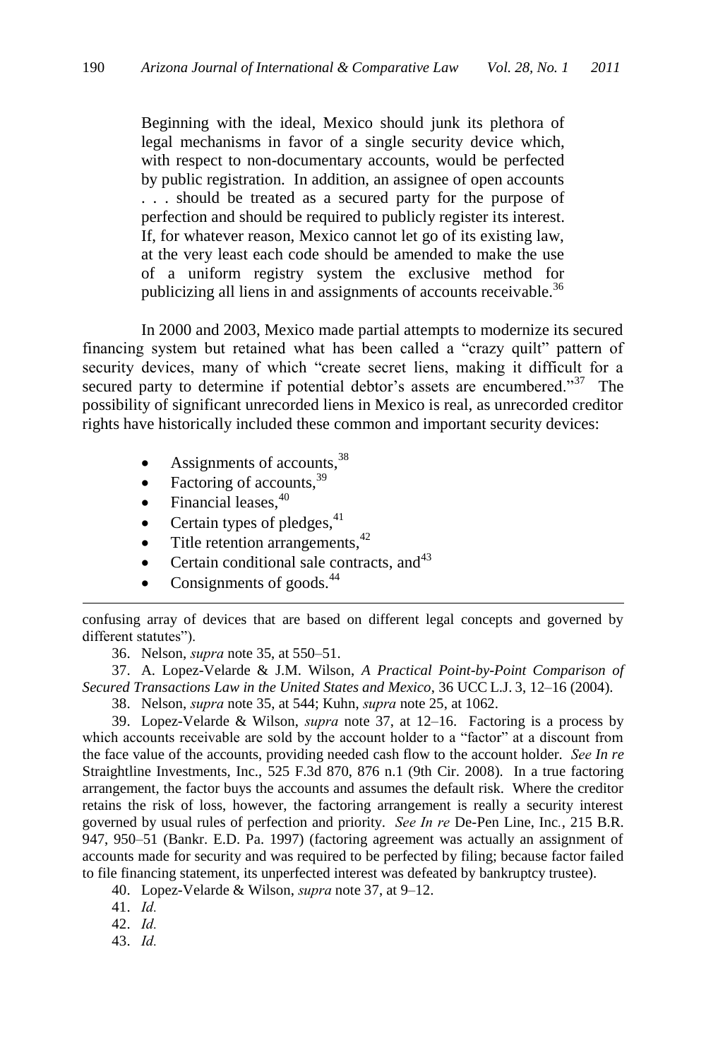> Beginning with the ideal, Mexico should junk its plethora of legal mechanisms in favor of a single security device which, with respect to non-documentary accounts, would be perfected by public registration. In addition, an assignee of open accounts . . . should be treated as a secured party for the purpose of perfection and should be required to publicly register its interest. If, for whatever reason, Mexico cannot let go of its existing law, at the very least each code should be amended to make the use of a uniform registry system the exclusive method for publicizing all liens in and assignments of accounts receivable.[36]

In 2000 and 2003, Mexico made partial attempts to modernize its secured financing system but retained what has been called a "crazy quilt" pattern of security devices, many of which "create secret liens, making it difficult for a secured party to determine if potential debtor's assets are encumbered."[37] The possibility of significant unrecorded liens in Mexico is real, as unrecorded creditor rights have historically included these common and important security devices:

- Assignments of accounts,[38]
- Factoring of accounts,[39]
- Financial leases,[40]
- Certain types of pledges,[41]
- Title retention arrangements,[42]
- Certain conditional sale contracts, and[43]
- Consignments of goods.[44]

---

confusing array of devices that are based on different legal concepts and governed by different statutes").

36. Nelson, *supra* note 35, at 550–51.

37. A. Lopez-Velarde & J.M. Wilson, *A Practical Point-by-Point Comparison of Secured Transactions Law in the United States and Mexico*, 36 UCC L.J. 3, 12–16 (2004).

38. Nelson, *supra* note 35, at 544; Kuhn, *supra* note 25, at 1062.

39. Lopez-Velarde & Wilson, *supra* note 37, at 12–16. Factoring is a process by which accounts receivable are sold by the account holder to a "factor" at a discount from the face value of the accounts, providing needed cash flow to the account holder. *See In re* Straightline Investments, Inc., 525 F.3d 870, 876 n.1 (9th Cir. 2008). In a true factoring arrangement, the factor buys the accounts and assumes the default risk. Where the creditor retains the risk of loss, however, the factoring arrangement is really a security interest governed by usual rules of perfection and priority. *See In re* De-Pen Line, Inc., 215 B.R. 947, 950–51 (Bankr. E.D. Pa. 1997) (factoring agreement was actually an assignment of accounts made for security and was required to be perfected by filing; because factor failed to file financing statement, its unperfected interest was defeated by bankruptcy trustee).

40. Lopez-Velarde & Wilson, *supra* note 37, at 9–12.

41. *Id.*

42. *Id.*

43. *Id.*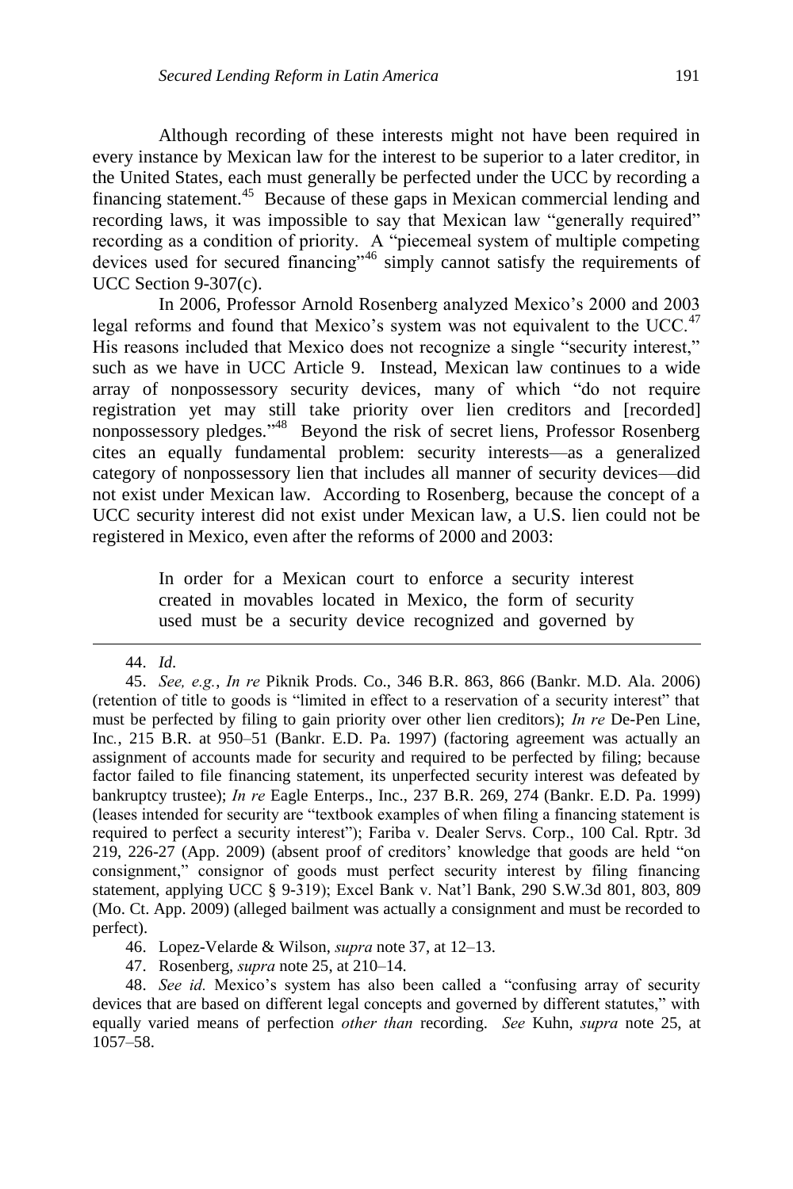Although recording of these interests might not have been required in every instance by Mexican law for the interest to be superior to a later creditor, in the United States, each must generally be perfected under the UCC by recording a financing statement.[45] Because of these gaps in Mexican commercial lending and recording laws, it was impossible to say that Mexican law "generally required" recording as a condition of priority. A "piecemeal system of multiple competing devices used for secured financing"[46] simply cannot satisfy the requirements of UCC Section 9-307(c).

In 2006, Professor Arnold Rosenberg analyzed Mexico's 2000 and 2003 legal reforms and found that Mexico's system was not equivalent to the UCC.[47] His reasons included that Mexico does not recognize a single "security interest," such as we have in UCC Article 9. Instead, Mexican law continues to a wide array of nonpossessory security devices, many of which "do not require registration yet may still take priority over lien creditors and [recorded] nonpossessory pledges."[48] Beyond the risk of secret liens, Professor Rosenberg cites an equally fundamental problem: security interests—as a generalized category of nonpossessory lien that includes all manner of security devices—did not exist under Mexican law. According to Rosenberg, because the concept of a UCC security interest did not exist under Mexican law, a U.S. lien could not be registered in Mexico, even after the reforms of 2000 and 2003:

> In order for a Mexican court to enforce a security interest created in movables located in Mexico, the form of security used must be a security device recognized and governed by

---

44. *Id.*

45. *See, e.g.*, *In re* Piknik Prods. Co., 346 B.R. 863, 866 (Bankr. M.D. Ala. 2006) (retention of title to goods is "limited in effect to a reservation of a security interest" that must be perfected by filing to gain priority over other lien creditors); *In re* De-Pen Line, Inc*.*, 215 B.R. at 950–51 (Bankr. E.D. Pa. 1997) (factoring agreement was actually an assignment of accounts made for security and required to be perfected by filing; because factor failed to file financing statement, its unperfected security interest was defeated by bankruptcy trustee); *In re* Eagle Enterps., Inc., 237 B.R. 269, 274 (Bankr. E.D. Pa. 1999) (leases intended for security are "textbook examples of when filing a financing statement is required to perfect a security interest"); Fariba v. Dealer Servs. Corp., 100 Cal. Rptr. 3d 219, 226-27 (App. 2009) (absent proof of creditors' knowledge that goods are held "on consignment," consignor of goods must perfect security interest by filing financing statement, applying UCC § 9-319); Excel Bank v. Nat'l Bank, 290 S.W.3d 801, 803, 809 (Mo. Ct. App. 2009) (alleged bailment was actually a consignment and must be recorded to perfect).

46. Lopez-Velarde & Wilson, *supra* note 37, at 12–13.

47. Rosenberg, *supra* note 25, at 210–14.

48. *See id.* Mexico's system has also been called a "confusing array of security devices that are based on different legal concepts and governed by different statutes," with equally varied means of perfection *other than* recording. *See* Kuhn, *supra* note 25, at 1057–58.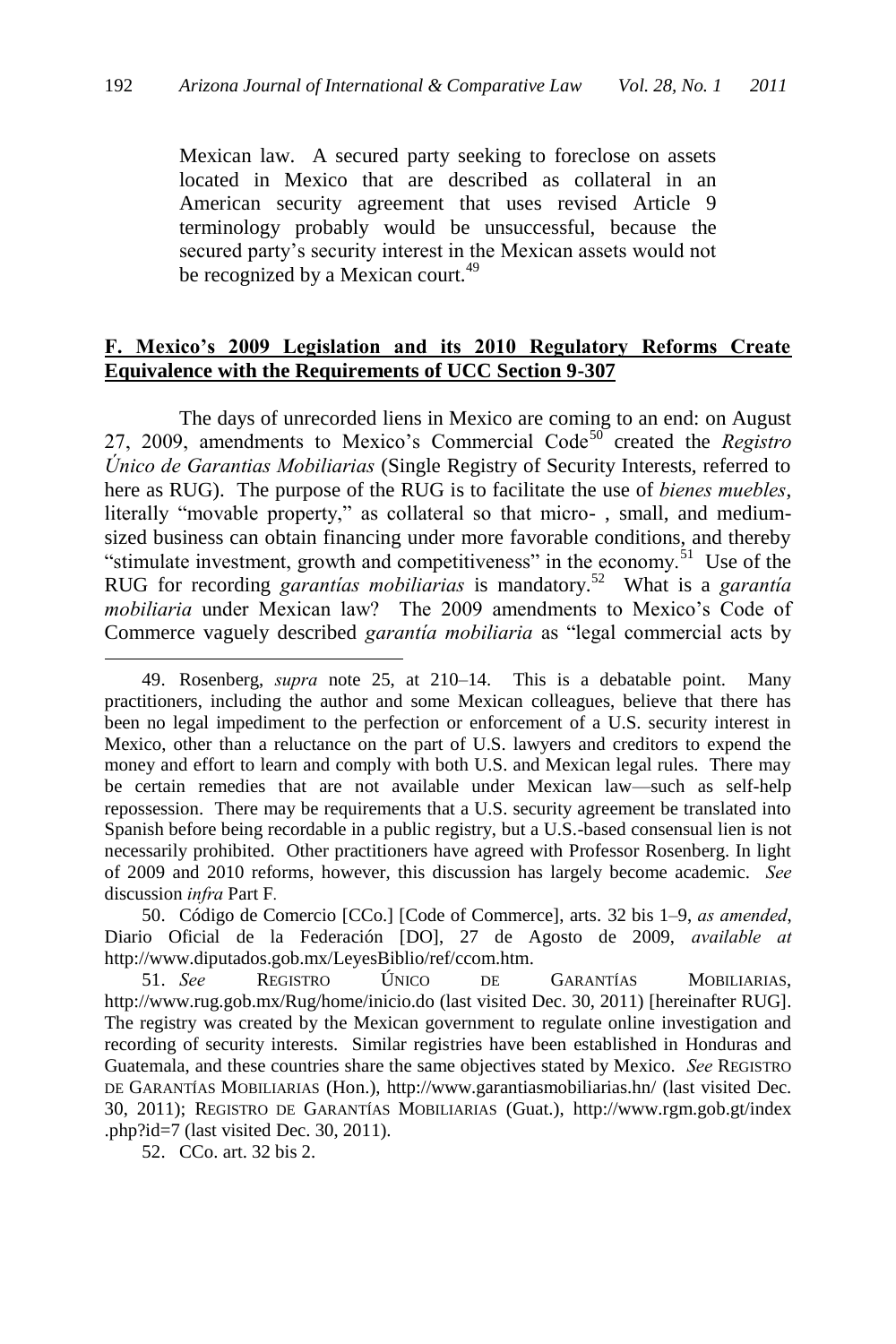> Mexican law. A secured party seeking to foreclose on assets located in Mexico that are described as collateral in an American security agreement that uses revised Article 9 terminology probably would be unsuccessful, because the secured party's security interest in the Mexican assets would not be recognized by a Mexican court.[49]

## F. Mexico's 2009 Legislation and its 2010 Regulatory Reforms Create Equivalence with the Requirements of UCC Section 9-307

The days of unrecorded liens in Mexico are coming to an end: on August 27, 2009, amendments to Mexico's Commercial Code[50] created the *Registro Único de Garantias Mobiliarias* (Single Registry of Security Interests, referred to here as RUG). The purpose of the RUG is to facilitate the use of *bienes muebles*, literally "movable property," as collateral so that micro- , small, and medium-sized business can obtain financing under more favorable conditions, and thereby "stimulate investment, growth and competitiveness" in the economy.[51] Use of the RUG for recording *garantías mobiliarias* is mandatory.[52] What is a *garantía mobiliaria* under Mexican law? The 2009 amendments to Mexico's Code of Commerce vaguely described *garantía mobiliaria* as "legal commercial acts by

---

49. Rosenberg, *supra* note 25, at 210–14. This is a debatable point. Many practitioners, including the author and some Mexican colleagues, believe that there has been no legal impediment to the perfection or enforcement of a U.S. security interest in Mexico, other than a reluctance on the part of U.S. lawyers and creditors to expend the money and effort to learn and comply with both U.S. and Mexican legal rules. There may be certain remedies that are not available under Mexican law—such as self-help repossession. There may be requirements that a U.S. security agreement be translated into Spanish before being recordable in a public registry, but a U.S.-based consensual lien is not necessarily prohibited. Other practitioners have agreed with Professor Rosenberg. In light of 2009 and 2010 reforms, however, this discussion has largely become academic. *See* discussion *infra* Part F.

50. Código de Comercio [CCo.] [Code of Commerce], arts. 32 bis 1–9, *as amended*, Diario Oficial de la Federación [DO], 27 de Agosto de 2009, *available at* http://www.diputados.gob.mx/LeyesBiblio/ref/ccom.htm.

51. *See* REGISTRO ÚNICO DE GARANTÍAS MOBILIARIAS, http://www.rug.gob.mx/Rug/home/inicio.do (last visited Dec. 30, 2011) [hereinafter RUG]. The registry was created by the Mexican government to regulate online investigation and recording of security interests. Similar registries have been established in Honduras and Guatemala, and these countries share the same objectives stated by Mexico. *See* REGISTRO DE GARANTÍAS MOBILIARIAS (Hon.), http://www.garantiasmobiliarias.hn/ (last visited Dec. 30, 2011); REGISTRO DE GARANTÍAS MOBILIARIAS (Guat.), http://www.rgm.gob.gt/index.php?id=7 (last visited Dec. 30, 2011).

52. CCo. art. 32 bis 2.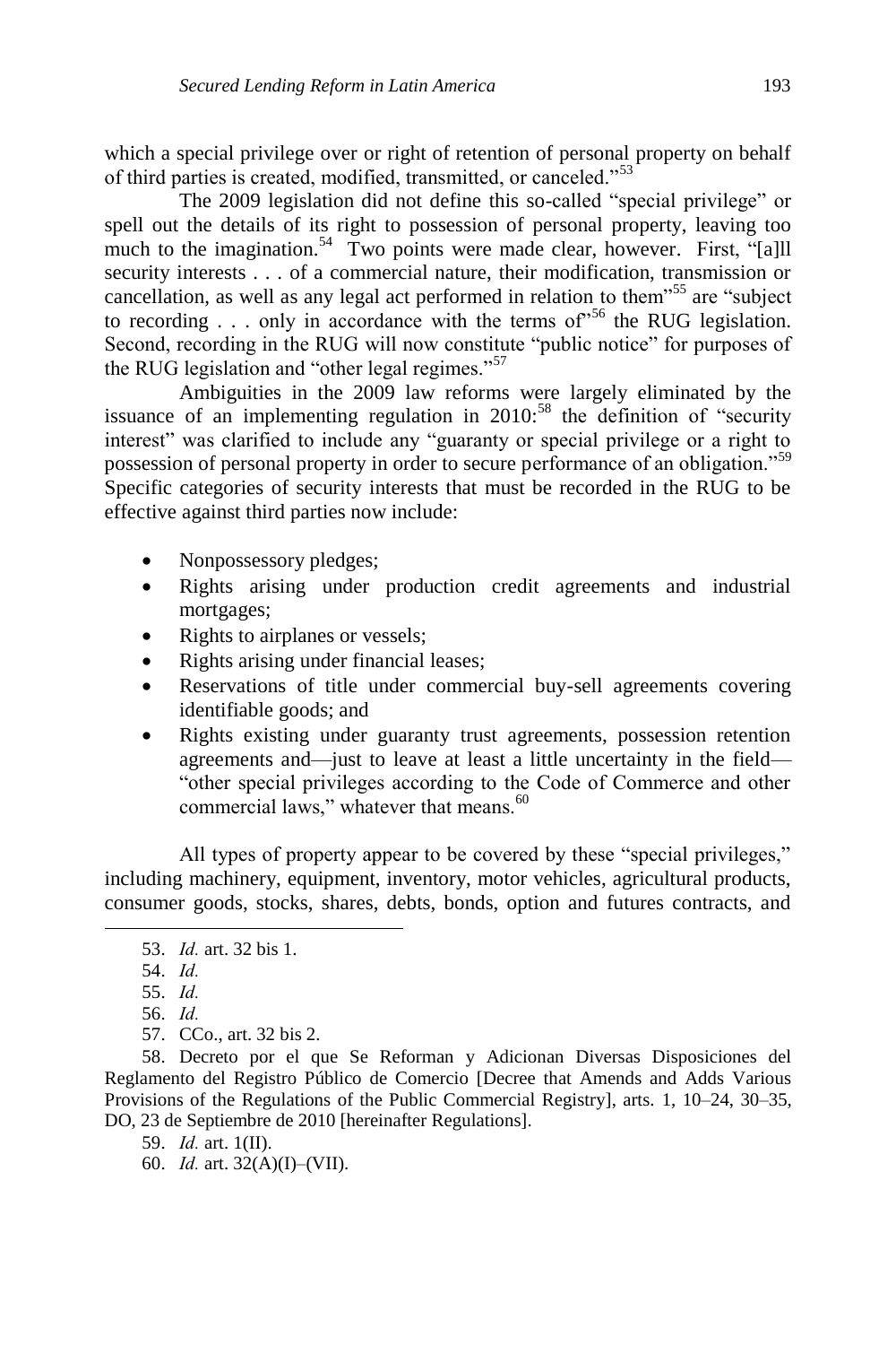which a special privilege over or right of retention of personal property on behalf of third parties is created, modified, transmitted, or canceled."[53]

The 2009 legislation did not define this so-called "special privilege" or spell out the details of its right to possession of personal property, leaving too much to the imagination.[54] Two points were made clear, however. First, "[a]ll security interests . . . of a commercial nature, their modification, transmission or cancellation, as well as any legal act performed in relation to them"[55] are "subject to recording . . . only in accordance with the terms of"[56] the RUG legislation. Second, recording in the RUG will now constitute "public notice" for purposes of the RUG legislation and "other legal regimes."[57]

Ambiguities in the 2009 law reforms were largely eliminated by the issuance of an implementing regulation in 2010:[58] the definition of "security interest" was clarified to include any "guaranty or special privilege or a right to possession of personal property in order to secure performance of an obligation."[59] Specific categories of security interests that must be recorded in the RUG to be effective against third parties now include:

- Nonpossessory pledges;
- Rights arising under production credit agreements and industrial mortgages;
- Rights to airplanes or vessels;
- Rights arising under financial leases;
- Reservations of title under commercial buy-sell agreements covering identifiable goods; and
- Rights existing under guaranty trust agreements, possession retention agreements and—just to leave at least a little uncertainty in the field—"other special privileges according to the Code of Commerce and other commercial laws," whatever that means.[60]

All types of property appear to be covered by these "special privileges," including machinery, equipment, inventory, motor vehicles, agricultural products, consumer goods, stocks, shares, debts, bonds, option and futures contracts, and

---

53. *Id.* art. 32 bis 1.

54. *Id.*

55. *Id.*

56. *Id.*

57. CCo., art. 32 bis 2.

58. Decreto por el que Se Reforman y Adicionan Diversas Disposiciones del Reglamento del Registro Público de Comercio [Decree that Amends and Adds Various Provisions of the Regulations of the Public Commercial Registry], arts. 1, 10–24, 30–35, DO, 23 de Septiembre de 2010 [hereinafter Regulations].

59. *Id.* art. 1(II).

60. *Id.* art. 32(A)(I)–(VII).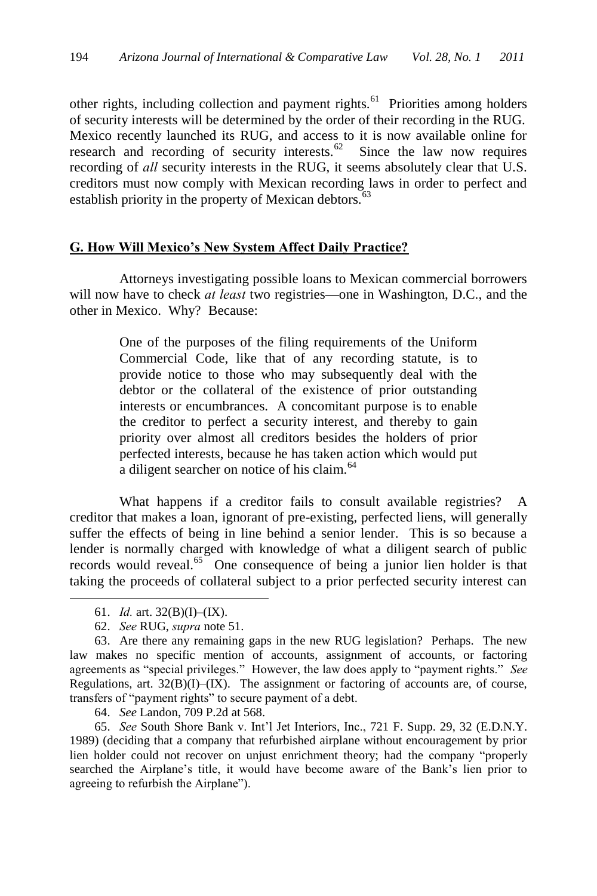other rights, including collection and payment rights.[61] Priorities among holders of security interests will be determined by the order of their recording in the RUG. Mexico recently launched its RUG, and access to it is now available online for research and recording of security interests.[62] Since the law now requires recording of *all* security interests in the RUG, it seems absolutely clear that U.S. creditors must now comply with Mexican recording laws in order to perfect and establish priority in the property of Mexican debtors.[63]

## G. How Will Mexico's New System Affect Daily Practice?

Attorneys investigating possible loans to Mexican commercial borrowers will now have to check *at least* two registries—one in Washington, D.C., and the other in Mexico. Why? Because:

> One of the purposes of the filing requirements of the Uniform Commercial Code, like that of any recording statute, is to provide notice to those who may subsequently deal with the debtor or the collateral of the existence of prior outstanding interests or encumbrances. A concomitant purpose is to enable the creditor to perfect a security interest, and thereby to gain priority over almost all creditors besides the holders of prior perfected interests, because he has taken action which would put a diligent searcher on notice of his claim.[64]

What happens if a creditor fails to consult available registries? A creditor that makes a loan, ignorant of pre-existing, perfected liens, will generally suffer the effects of being in line behind a senior lender. This is so because a lender is normally charged with knowledge of what a diligent search of public records would reveal.[65] One consequence of being a junior lien holder is that taking the proceeds of collateral subject to a prior perfected security interest can

---

61. *Id.* art. 32(B)(I)–(IX).

62. *See* RUG, *supra* note 51.

63. Are there any remaining gaps in the new RUG legislation? Perhaps. The new law makes no specific mention of accounts, assignment of accounts, or factoring agreements as "special privileges." However, the law does apply to "payment rights." *See* Regulations, art. 32(B)(I)–(IX). The assignment or factoring of accounts are, of course, transfers of "payment rights" to secure payment of a debt.

64. *See* Landon, 709 P.2d at 568.

65. *See* South Shore Bank v. Int'l Jet Interiors, Inc., 721 F. Supp. 29, 32 (E.D.N.Y. 1989) (deciding that a company that refurbished airplane without encouragement by prior lien holder could not recover on unjust enrichment theory; had the company "properly searched the Airplane's title, it would have become aware of the Bank's lien prior to agreeing to refurbish the Airplane").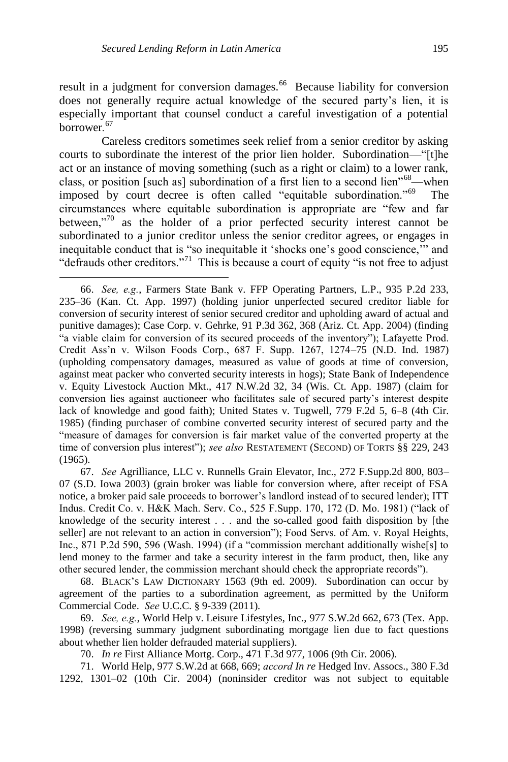result in a judgment for conversion damages.[66] Because liability for conversion does not generally require actual knowledge of the secured party's lien, it is especially important that counsel conduct a careful investigation of a potential borrower.[67]

Careless creditors sometimes seek relief from a senior creditor by asking courts to subordinate the interest of the prior lien holder. Subordination—"[t]he act or an instance of moving something (such as a right or claim) to a lower rank, class, or position [such as] subordination of a first lien to a second lien"[68]—when imposed by court decree is often called "equitable subordination."[69] The circumstances where equitable subordination is appropriate are "few and far between,"[70] as the holder of a prior perfected security interest cannot be subordinated to a junior creditor unless the senior creditor agrees, or engages in inequitable conduct that is "so inequitable it 'shocks one's good conscience,'" and "defrauds other creditors."[71] This is because a court of equity "is not free to adjust

---

66. *See, e.g.*, Farmers State Bank v. FFP Operating Partners, L.P., 935 P.2d 233, 235–36 (Kan. Ct. App. 1997) (holding junior unperfected secured creditor liable for conversion of security interest of senior secured creditor and upholding award of actual and punitive damages); Case Corp. v. Gehrke, 91 P.3d 362, 368 (Ariz. Ct. App. 2004) (finding "a viable claim for conversion of its secured proceeds of the inventory"); Lafayette Prod. Credit Ass'n v. Wilson Foods Corp., 687 F. Supp. 1267, 1274–75 (N.D. Ind. 1987) (upholding compensatory damages, measured as value of goods at time of conversion, against meat packer who converted security interests in hogs); State Bank of Independence v. Equity Livestock Auction Mkt., 417 N.W.2d 32, 34 (Wis. Ct. App. 1987) (claim for conversion lies against auctioneer who facilitates sale of secured party's interest despite lack of knowledge and good faith); United States v. Tugwell, 779 F.2d 5, 6–8 (4th Cir. 1985) (finding purchaser of combine converted security interest of secured party and the "measure of damages for conversion is fair market value of the converted property at the time of conversion plus interest"); *see also* RESTATEMENT (SECOND) OF TORTS §§ 229, 243 (1965).

67. *See* Agrilliance, LLC v. Runnells Grain Elevator, Inc., 272 F.Supp.2d 800, 803–07 (S.D. Iowa 2003) (grain broker was liable for conversion where, after receipt of FSA notice, a broker paid sale proceeds to borrower's landlord instead of to secured lender); ITT Indus. Credit Co. v. H&K Mach. Serv. Co., 525 F.Supp. 170, 172 (D. Mo. 1981) ("lack of knowledge of the security interest . . . and the so-called good faith disposition by [the seller] are not relevant to an action in conversion"); Food Servs. of Am. v. Royal Heights, Inc., 871 P.2d 590, 596 (Wash. 1994) (if a "commission merchant additionally wishe[s] to lend money to the farmer and take a security interest in the farm product, then, like any other secured lender, the commission merchant should check the appropriate records").

68. BLACK'S LAW DICTIONARY 1563 (9th ed. 2009). Subordination can occur by agreement of the parties to a subordination agreement, as permitted by the Uniform Commercial Code. *See* U.C.C. § 9-339 (2011).

69. *See, e.g.*, World Help v. Leisure Lifestyles, Inc., 977 S.W.2d 662, 673 (Tex. App. 1998) (reversing summary judgment subordinating mortgage lien due to fact questions about whether lien holder defrauded material suppliers).

70. *In re* First Alliance Mortg. Corp., 471 F.3d 977, 1006 (9th Cir. 2006).

71. World Help, 977 S.W.2d at 668, 669; *accord In re* Hedged Inv. Assocs., 380 F.3d 1292, 1301–02 (10th Cir. 2004) (noninsider creditor was not subject to equitable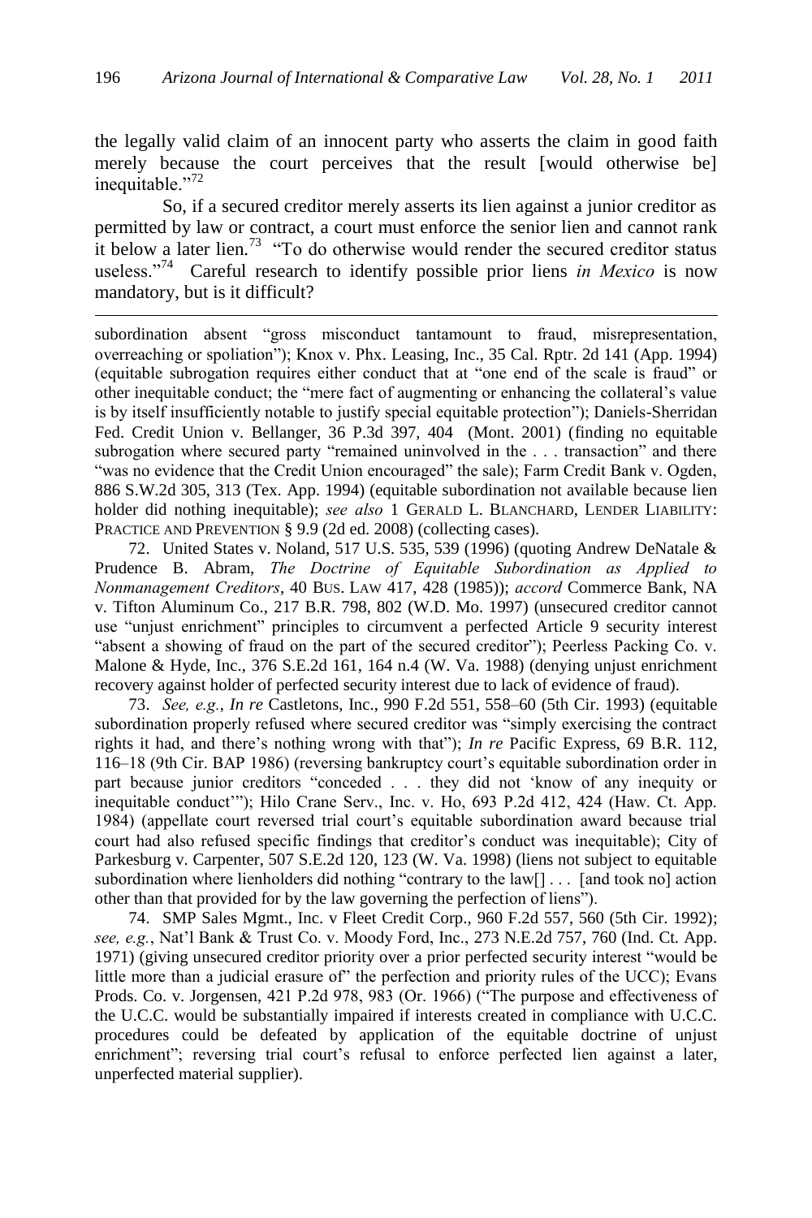the legally valid claim of an innocent party who asserts the claim in good faith merely because the court perceives that the result [would otherwise be] inequitable."[72]

So, if a secured creditor merely asserts its lien against a junior creditor as permitted by law or contract, a court must enforce the senior lien and cannot rank it below a later lien.[73] "To do otherwise would render the secured creditor status useless."[74] Careful research to identify possible prior liens *in Mexico* is now mandatory, but is it difficult?

---

subordination absent "gross misconduct tantamount to fraud, misrepresentation, overreaching or spoliation"); Knox v. Phx. Leasing, Inc., 35 Cal. Rptr. 2d 141 (App. 1994) (equitable subrogation requires either conduct that at "one end of the scale is fraud" or other inequitable conduct; the "mere fact of augmenting or enhancing the collateral's value is by itself insufficiently notable to justify special equitable protection"); Daniels-Sherridan Fed. Credit Union v. Bellanger, 36 P.3d 397, 404 (Mont. 2001) (finding no equitable subrogation where secured party "remained uninvolved in the . . . transaction" and there "was no evidence that the Credit Union encouraged" the sale); Farm Credit Bank v. Ogden, 886 S.W.2d 305, 313 (Tex. App. 1994) (equitable subordination not available because lien holder did nothing inequitable); *see also* 1 GERALD L. BLANCHARD, LENDER LIABILITY: PRACTICE AND PREVENTION § 9.9 (2d ed. 2008) (collecting cases).

72. United States v. Noland, 517 U.S. 535, 539 (1996) (quoting Andrew DeNatale & Prudence B. Abram, *The Doctrine of Equitable Subordination as Applied to Nonmanagement Creditors*, 40 BUS. LAW 417, 428 (1985)); *accord* Commerce Bank, NA v. Tifton Aluminum Co., 217 B.R. 798, 802 (W.D. Mo. 1997) (unsecured creditor cannot use "unjust enrichment" principles to circumvent a perfected Article 9 security interest "absent a showing of fraud on the part of the secured creditor"); Peerless Packing Co. v. Malone & Hyde, Inc., 376 S.E.2d 161, 164 n.4 (W. Va. 1988) (denying unjust enrichment recovery against holder of perfected security interest due to lack of evidence of fraud).

73. *See, e.g.*, *In re* Castletons, Inc., 990 F.2d 551, 558–60 (5th Cir. 1993) (equitable subordination properly refused where secured creditor was "simply exercising the contract rights it had, and there's nothing wrong with that"); *In re* Pacific Express, 69 B.R. 112, 116–18 (9th Cir. BAP 1986) (reversing bankruptcy court's equitable subordination order in part because junior creditors "conceded . . . they did not 'know of any inequity or inequitable conduct'"); Hilo Crane Serv., Inc. v. Ho, 693 P.2d 412, 424 (Haw. Ct. App. 1984) (appellate court reversed trial court's equitable subordination award because trial court had also refused specific findings that creditor's conduct was inequitable); City of Parkesburg v. Carpenter, 507 S.E.2d 120, 123 (W. Va. 1998) (liens not subject to equitable subordination where lienholders did nothing "contrary to the law[] . . . [and took no] action other than that provided for by the law governing the perfection of liens").

74. SMP Sales Mgmt., Inc. v Fleet Credit Corp., 960 F.2d 557, 560 (5th Cir. 1992); *see, e.g.*, Nat'l Bank & Trust Co. v. Moody Ford, Inc., 273 N.E.2d 757, 760 (Ind. Ct. App. 1971) (giving unsecured creditor priority over a prior perfected security interest "would be little more than a judicial erasure of" the perfection and priority rules of the UCC); Evans Prods. Co. v. Jorgensen, 421 P.2d 978, 983 (Or. 1966) ("The purpose and effectiveness of the U.C.C. would be substantially impaired if interests created in compliance with U.C.C. procedures could be defeated by application of the equitable doctrine of unjust enrichment"; reversing trial court's refusal to enforce perfected lien against a later, unperfected material supplier).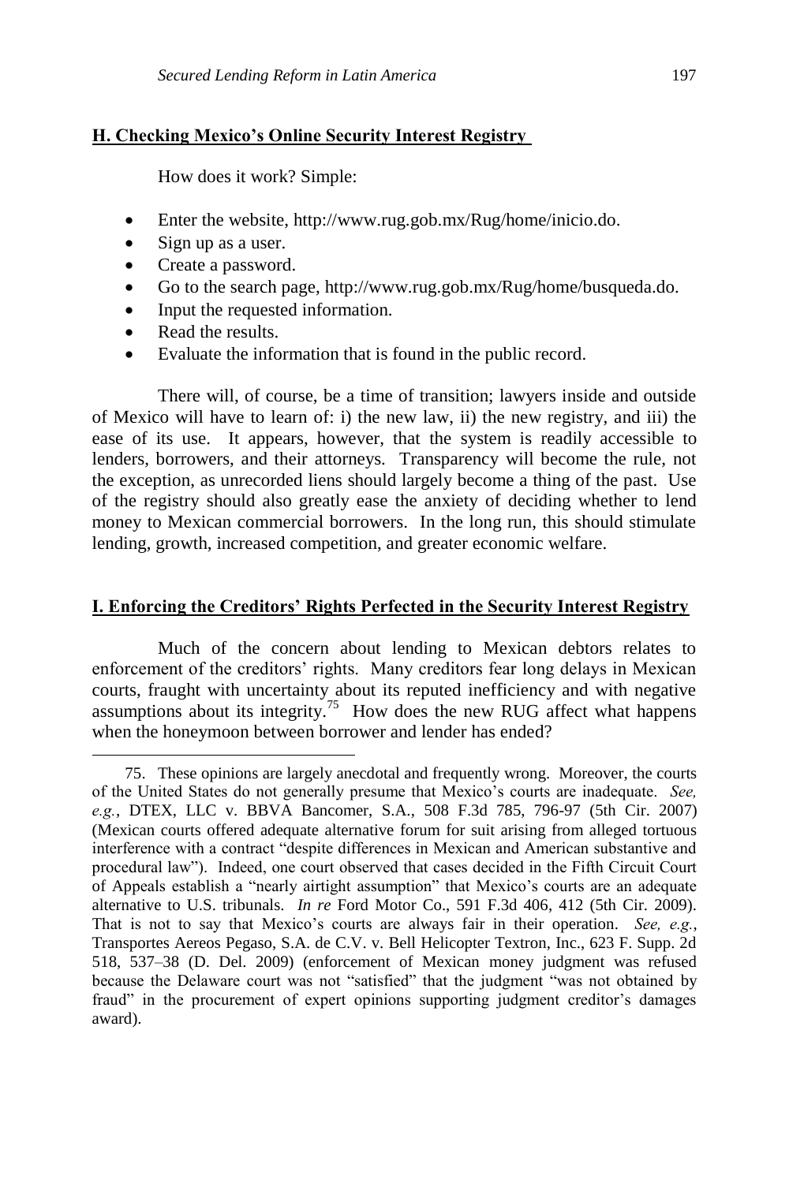## H. Checking Mexico's Online Security Interest Registry

How does it work? Simple:

- Enter the website, http://www.rug.gob.mx/Rug/home/inicio.do.
- Sign up as a user.
- Create a password.
- Go to the search page, http://www.rug.gob.mx/Rug/home/busqueda.do.
- Input the requested information.
- Read the results.
- Evaluate the information that is found in the public record.

There will, of course, be a time of transition; lawyers inside and outside of Mexico will have to learn of: i) the new law, ii) the new registry, and iii) the ease of its use. It appears, however, that the system is readily accessible to lenders, borrowers, and their attorneys. Transparency will become the rule, not the exception, as unrecorded liens should largely become a thing of the past. Use of the registry should also greatly ease the anxiety of deciding whether to lend money to Mexican commercial borrowers. In the long run, this should stimulate lending, growth, increased competition, and greater economic welfare.

## I. Enforcing the Creditors' Rights Perfected in the Security Interest Registry

Much of the concern about lending to Mexican debtors relates to enforcement of the creditors' rights. Many creditors fear long delays in Mexican courts, fraught with uncertainty about its reputed inefficiency and with negative assumptions about its integrity.[75] How does the new RUG affect what happens when the honeymoon between borrower and lender has ended?

---

75. These opinions are largely anecdotal and frequently wrong. Moreover, the courts of the United States do not generally presume that Mexico's courts are inadequate. *See, e.g.*, DTEX, LLC v. BBVA Bancomer, S.A., 508 F.3d 785, 796-97 (5th Cir. 2007) (Mexican courts offered adequate alternative forum for suit arising from alleged tortuous interference with a contract "despite differences in Mexican and American substantive and procedural law"). Indeed, one court observed that cases decided in the Fifth Circuit Court of Appeals establish a "nearly airtight assumption" that Mexico's courts are an adequate alternative to U.S. tribunals. *In re* Ford Motor Co., 591 F.3d 406, 412 (5th Cir. 2009). That is not to say that Mexico's courts are always fair in their operation. *See, e.g.*, Transportes Aereos Pegaso, S.A. de C.V. v. Bell Helicopter Textron, Inc., 623 F. Supp. 2d 518, 537–38 (D. Del. 2009) (enforcement of Mexican money judgment was refused because the Delaware court was not "satisfied" that the judgment "was not obtained by fraud" in the procurement of expert opinions supporting judgment creditor's damages award).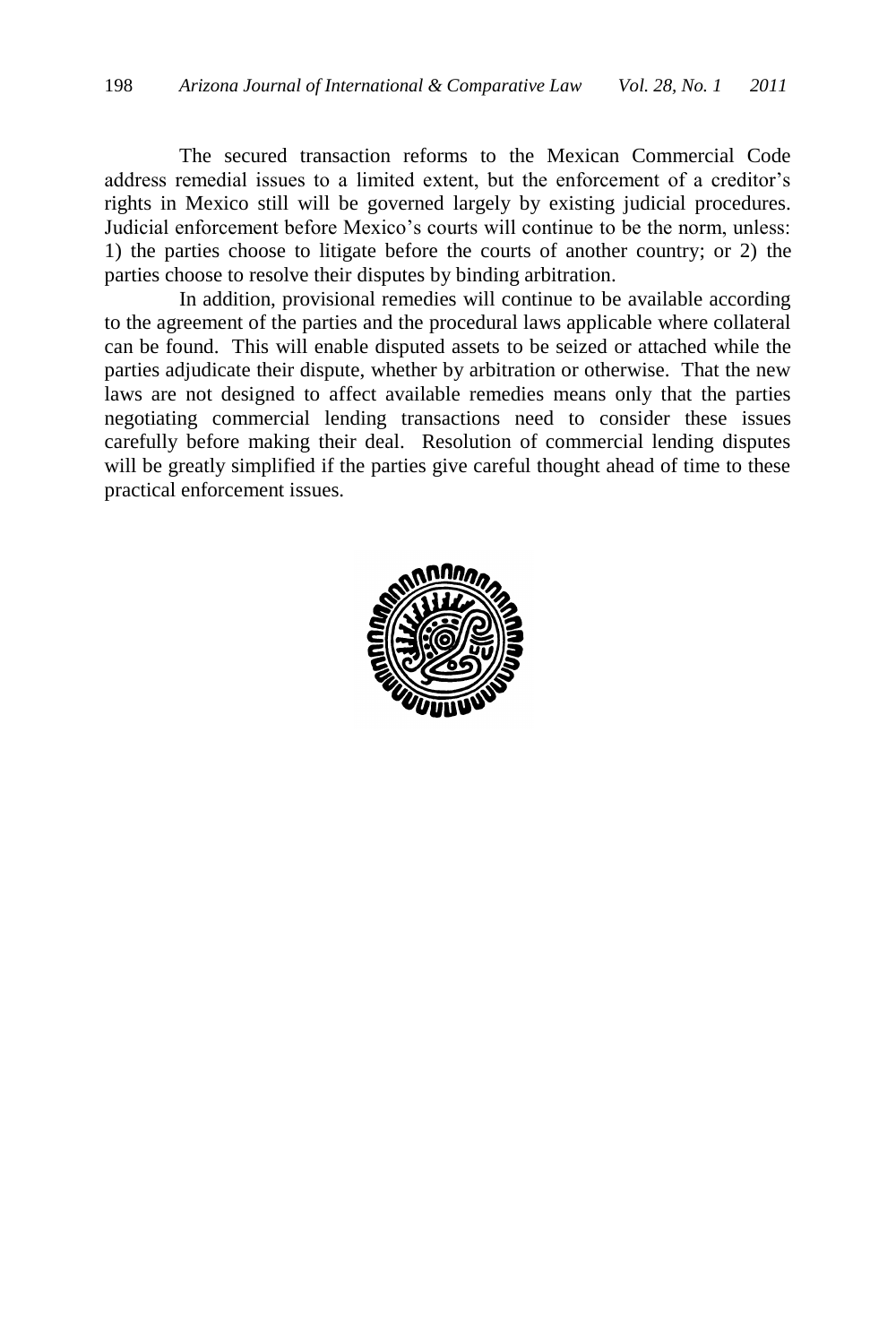The secured transaction reforms to the Mexican Commercial Code address remedial issues to a limited extent, but the enforcement of a creditor's rights in Mexico still will be governed largely by existing judicial procedures. Judicial enforcement before Mexico's courts will continue to be the norm, unless: 1) the parties choose to litigate before the courts of another country; or 2) the parties choose to resolve their disputes by binding arbitration.

In addition, provisional remedies will continue to be available according to the agreement of the parties and the procedural laws applicable where collateral can be found. This will enable disputed assets to be seized or attached while the parties adjudicate their dispute, whether by arbitration or otherwise. That the new laws are not designed to affect available remedies means only that the parties negotiating commercial lending transactions need to consider these issues carefully before making their deal. Resolution of commercial lending disputes will be greatly simplified if the parties give careful thought ahead of time to these practical enforcement issues.